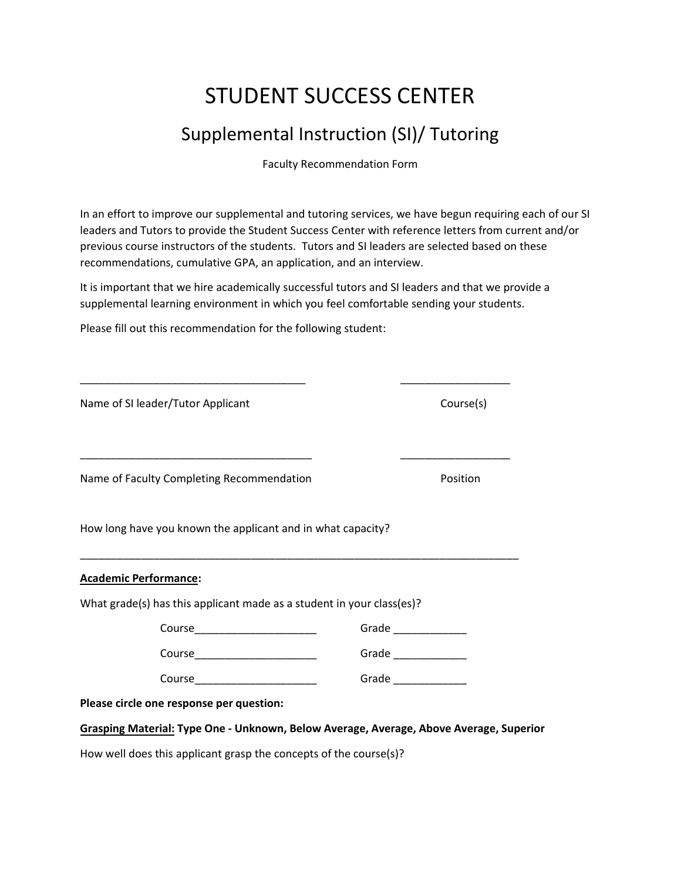# STUDENT SUCCESS CENTER

## Supplemental Instruction (SI)/ Tutoring

Faculty Recommendation Form

In an effort to improve our supplemental and tutoring services, we have begun requiring each of our SI leaders and Tutors to provide the Student Success Center with reference letters from current and/or previous course instructors of the students. Tutors and SI leaders are selected based on these recommendations, cumulative GPA, an application, and an interview.

It is important that we hire academically successful tutors and SI leaders and that we provide a supplemental learning environment in which you feel comfortable sending your students.

Please fill out this recommendation for the following student:

_____________________________________ __________________

Name of SI leader/Tutor Applicant Course(s)

______________________________________ __________________

Name of Faculty Completing Recommendation Position

How long have you known the applicant and in what capacity?

________________________________________________________________________

**<u>Academic Performance</u>:**

What grade(s) has this applicant made as a student in your class(es)?

Course____________________ Grade ____________

Course____________________ Grade ____________

Course____________________ Grade ____________

**Please circle one response per question:**

**<u>Grasping Material:</u> Type One - Unknown, Below Average, Average, Above Average, Superior**

How well does this applicant grasp the concepts of the course(s)?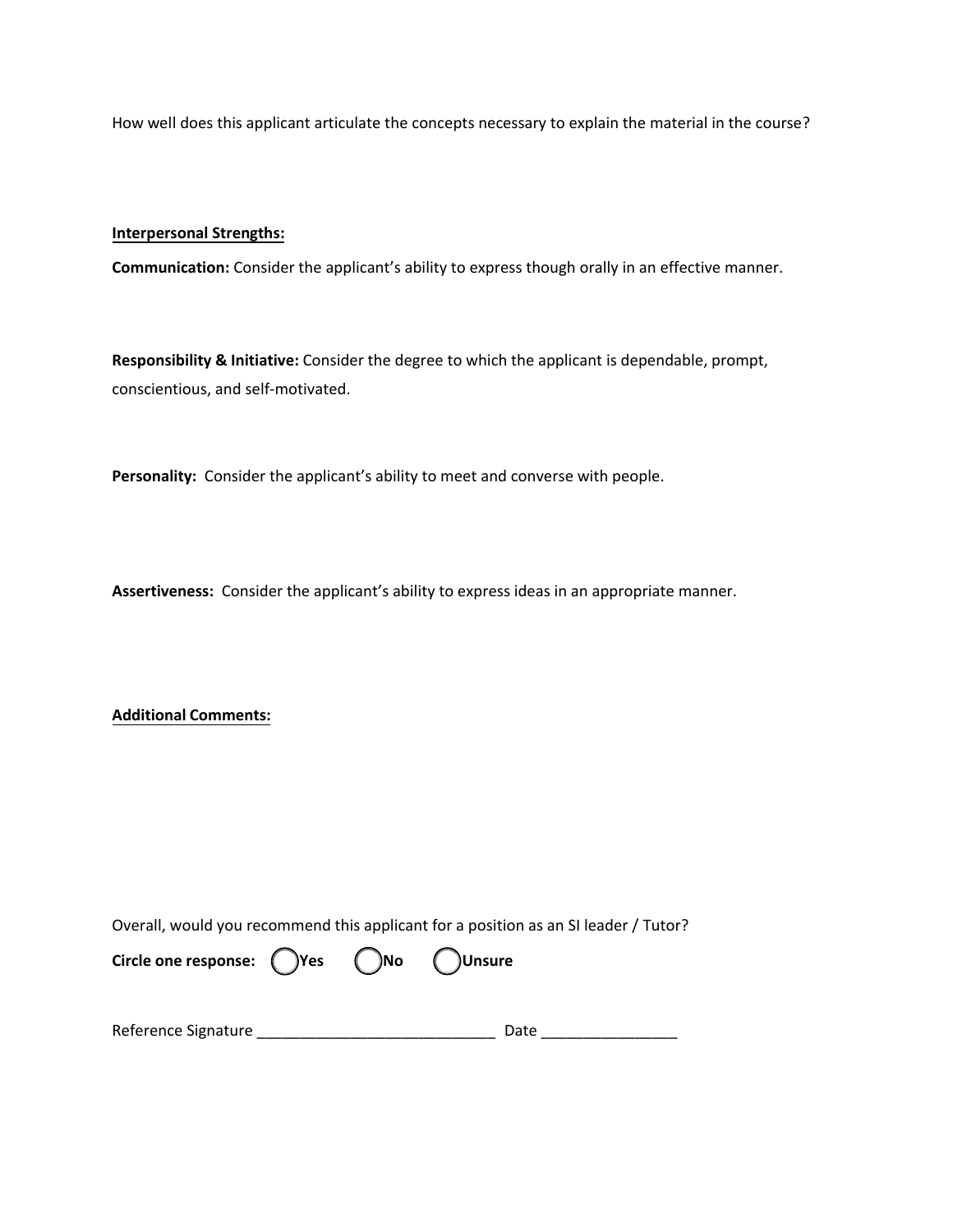How well does this applicant articulate the concepts necessary to explain the material in the course?

**Interpersonal Strengths:**

**Communication:** Consider the applicant's ability to express though orally in an effective manner.

**Responsibility & Initiative:** Consider the degree to which the applicant is dependable, prompt, conscientious, and self-motivated.

**Personality:** Consider the applicant's ability to meet and converse with people.

**Assertiveness:** Consider the applicant's ability to express ideas in an appropriate manner.

**Additional Comments:**

Overall, would you recommend this applicant for a position as an SI leader / Tutor?

**Circle one response:** ◯ **Yes** ◯ **No** ◯ **Unsure**

Reference Signature ____________________________ Date ________________